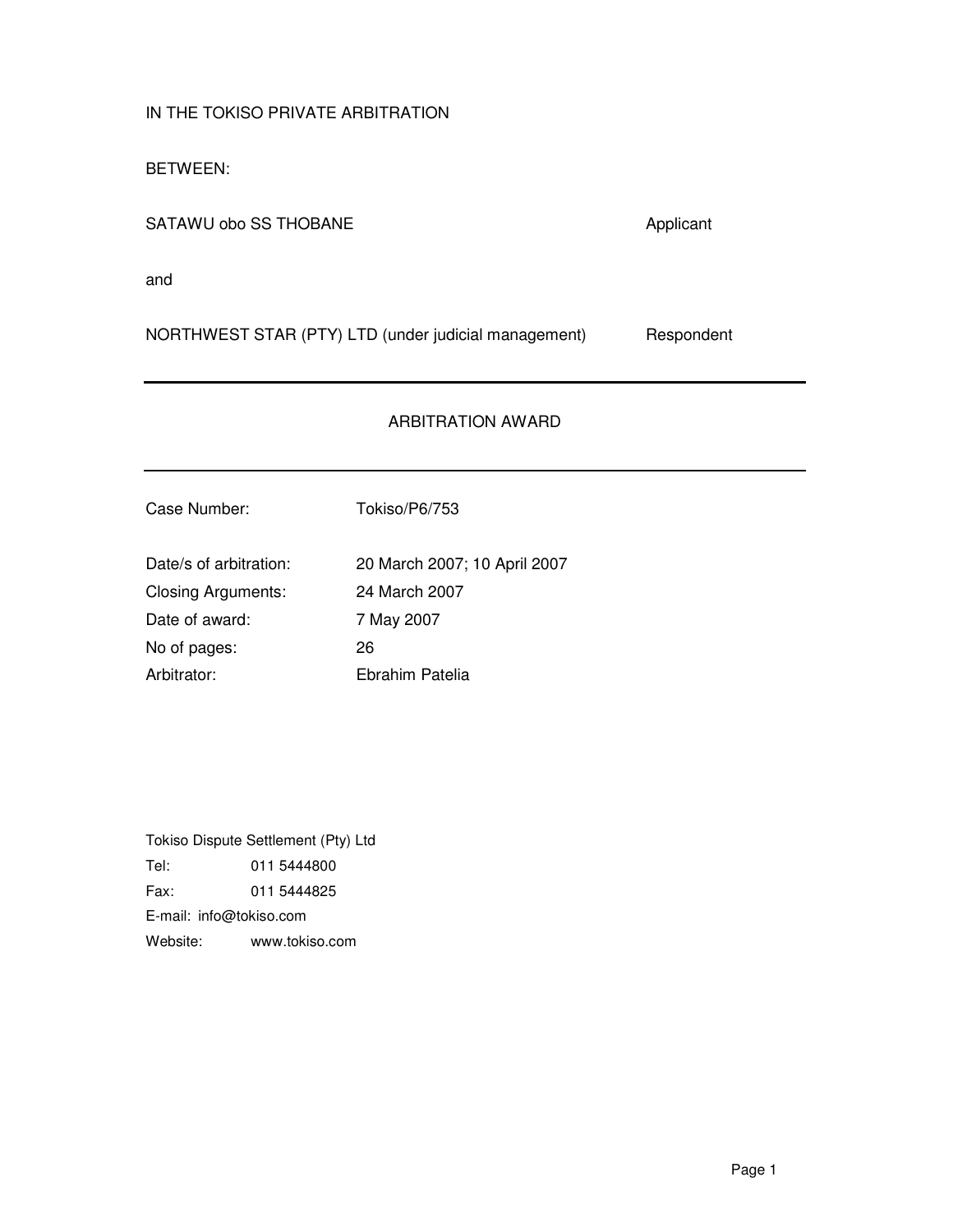IN THE TOKISO PRIVATE ARBITRATION

BETWEEN:

| | |
|---|---|
| SATAWU obo SS THOBANE | Applicant |
| and | |
| NORTHWEST STAR (PTY) LTD (under judicial management) | Respondent |

---

## ARBITRATION AWARD

---

| | |
|---|---|
| Case Number: | Tokiso/P6/753 |
| Date/s of arbitration: | 20 March 2007; 10 April 2007 |
| Closing Arguments: | 24 March 2007 |
| Date of award: | 7 May 2007 |
| No of pages: | 26 |
| Arbitrator: | Ebrahim Patelia |

Tokiso Dispute Settlement (Pty) Ltd

Tel: 011 5444800

Fax: 011 5444825

E-mail: info@tokiso.com

Website: www.tokiso.com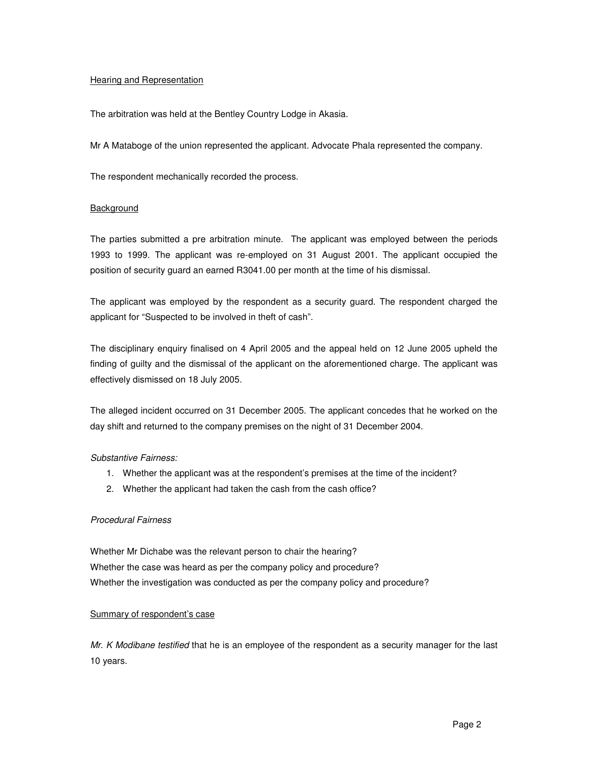Hearing and Representation

The arbitration was held at the Bentley Country Lodge in Akasia.

Mr A Mataboge of the union represented the applicant. Advocate Phala represented the company.

The respondent mechanically recorded the process.

Background

The parties submitted a pre arbitration minute. The applicant was employed between the periods 1993 to 1999. The applicant was re-employed on 31 August 2001. The applicant occupied the position of security guard an earned R3041.00 per month at the time of his dismissal.

The applicant was employed by the respondent as a security guard. The respondent charged the applicant for "Suspected to be involved in theft of cash".

The disciplinary enquiry finalised on 4 April 2005 and the appeal held on 12 June 2005 upheld the finding of guilty and the dismissal of the applicant on the aforementioned charge. The applicant was effectively dismissed on 18 July 2005.

The alleged incident occurred on 31 December 2005. The applicant concedes that he worked on the day shift and returned to the company premises on the night of 31 December 2004.

*Substantive Fairness:*

1. Whether the applicant was at the respondent's premises at the time of the incident?
2. Whether the applicant had taken the cash from the cash office?

*Procedural Fairness*

Whether Mr Dichabe was the relevant person to chair the hearing?
Whether the case was heard as per the company policy and procedure?
Whether the investigation was conducted as per the company policy and procedure?

Summary of respondent's case

*Mr. K Modibane testified* that he is an employee of the respondent as a security manager for the last 10 years.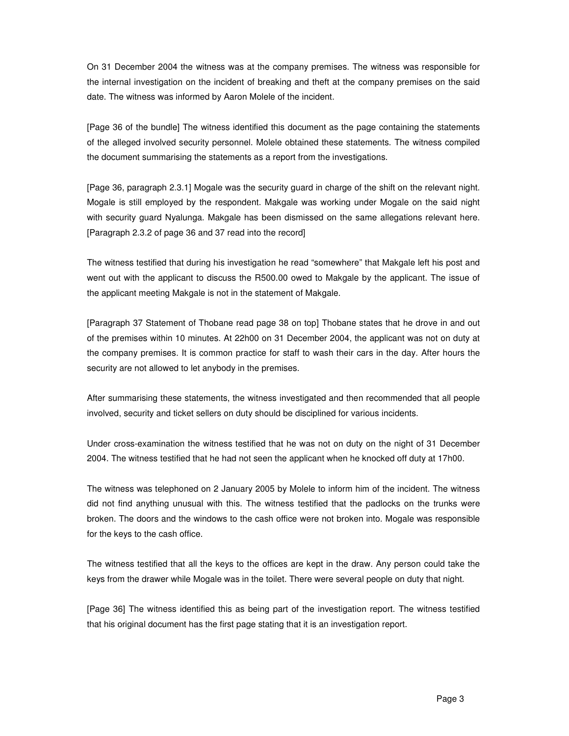On 31 December 2004 the witness was at the company premises. The witness was responsible for the internal investigation on the incident of breaking and theft at the company premises on the said date. The witness was informed by Aaron Molele of the incident.

[Page 36 of the bundle] The witness identified this document as the page containing the statements of the alleged involved security personnel. Molele obtained these statements. The witness compiled the document summarising the statements as a report from the investigations.

[Page 36, paragraph 2.3.1] Mogale was the security guard in charge of the shift on the relevant night. Mogale is still employed by the respondent. Makgale was working under Mogale on the said night with security guard Nyalunga. Makgale has been dismissed on the same allegations relevant here. [Paragraph 2.3.2 of page 36 and 37 read into the record]

The witness testified that during his investigation he read "somewhere" that Makgale left his post and went out with the applicant to discuss the R500.00 owed to Makgale by the applicant. The issue of the applicant meeting Makgale is not in the statement of Makgale.

[Paragraph 37 Statement of Thobane read page 38 on top] Thobane states that he drove in and out of the premises within 10 minutes. At 22h00 on 31 December 2004, the applicant was not on duty at the company premises. It is common practice for staff to wash their cars in the day. After hours the security are not allowed to let anybody in the premises.

After summarising these statements, the witness investigated and then recommended that all people involved, security and ticket sellers on duty should be disciplined for various incidents.

Under cross-examination the witness testified that he was not on duty on the night of 31 December 2004. The witness testified that he had not seen the applicant when he knocked off duty at 17h00.

The witness was telephoned on 2 January 2005 by Molele to inform him of the incident. The witness did not find anything unusual with this. The witness testified that the padlocks on the trunks were broken. The doors and the windows to the cash office were not broken into. Mogale was responsible for the keys to the cash office.

The witness testified that all the keys to the offices are kept in the draw. Any person could take the keys from the drawer while Mogale was in the toilet. There were several people on duty that night.

[Page 36] The witness identified this as being part of the investigation report. The witness testified that his original document has the first page stating that it is an investigation report.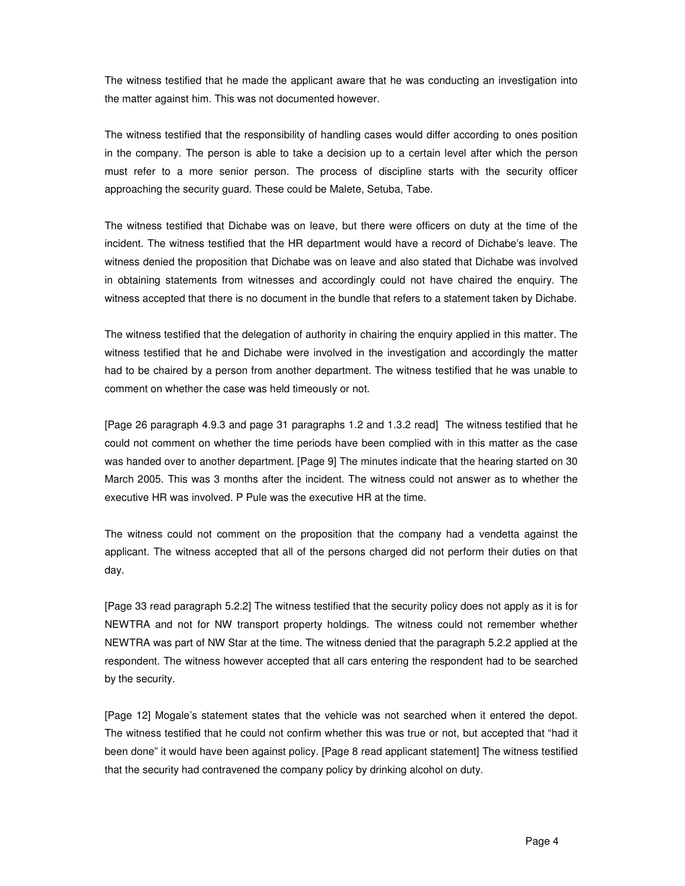The witness testified that he made the applicant aware that he was conducting an investigation into the matter against him. This was not documented however.

The witness testified that the responsibility of handling cases would differ according to ones position in the company. The person is able to take a decision up to a certain level after which the person must refer to a more senior person. The process of discipline starts with the security officer approaching the security guard. These could be Malete, Setuba, Tabe.

The witness testified that Dichabe was on leave, but there were officers on duty at the time of the incident. The witness testified that the HR department would have a record of Dichabe's leave. The witness denied the proposition that Dichabe was on leave and also stated that Dichabe was involved in obtaining statements from witnesses and accordingly could not have chaired the enquiry. The witness accepted that there is no document in the bundle that refers to a statement taken by Dichabe.

The witness testified that the delegation of authority in chairing the enquiry applied in this matter. The witness testified that he and Dichabe were involved in the investigation and accordingly the matter had to be chaired by a person from another department. The witness testified that he was unable to comment on whether the case was held timeously or not.

[Page 26 paragraph 4.9.3 and page 31 paragraphs 1.2 and 1.3.2 read] The witness testified that he could not comment on whether the time periods have been complied with in this matter as the case was handed over to another department. [Page 9] The minutes indicate that the hearing started on 30 March 2005. This was 3 months after the incident. The witness could not answer as to whether the executive HR was involved. P Pule was the executive HR at the time.

The witness could not comment on the proposition that the company had a vendetta against the applicant. The witness accepted that all of the persons charged did not perform their duties on that day.

[Page 33 read paragraph 5.2.2] The witness testified that the security policy does not apply as it is for NEWTRA and not for NW transport property holdings. The witness could not remember whether NEWTRA was part of NW Star at the time. The witness denied that the paragraph 5.2.2 applied at the respondent. The witness however accepted that all cars entering the respondent had to be searched by the security.

[Page 12] Mogale's statement states that the vehicle was not searched when it entered the depot. The witness testified that he could not confirm whether this was true or not, but accepted that "had it been done" it would have been against policy. [Page 8 read applicant statement] The witness testified that the security had contravened the company policy by drinking alcohol on duty.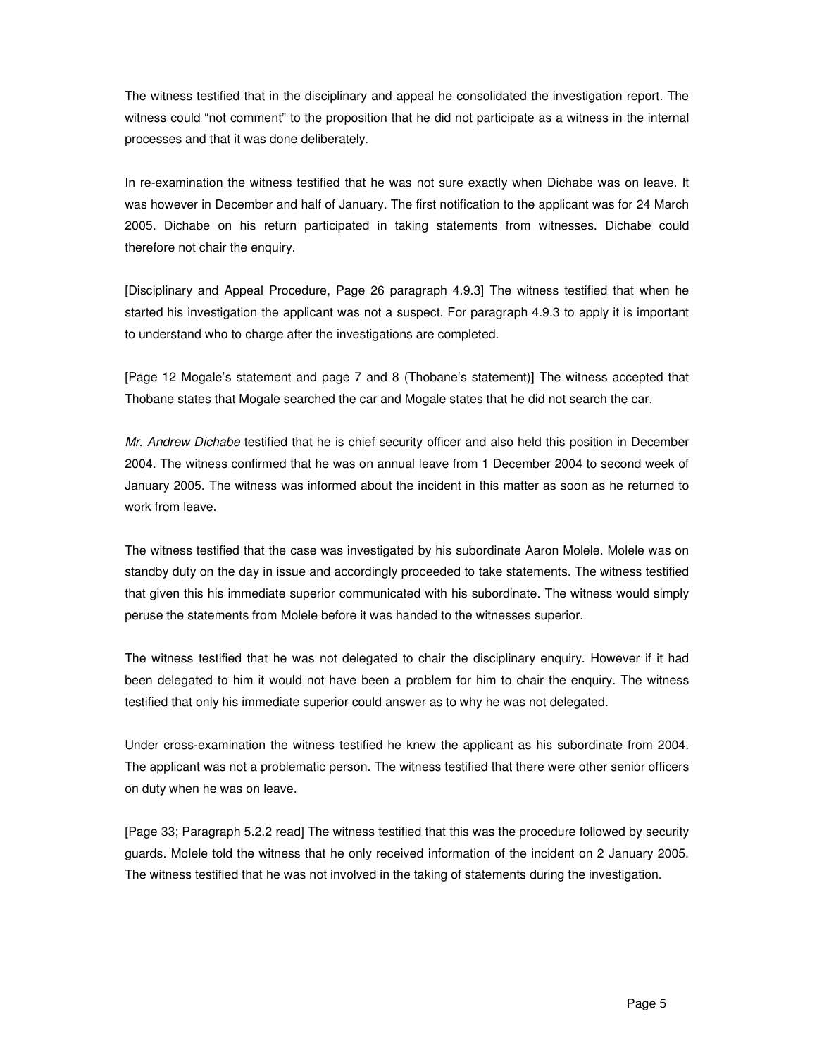The witness testified that in the disciplinary and appeal he consolidated the investigation report. The witness could "not comment" to the proposition that he did not participate as a witness in the internal processes and that it was done deliberately.

In re-examination the witness testified that he was not sure exactly when Dichabe was on leave. It was however in December and half of January. The first notification to the applicant was for 24 March 2005. Dichabe on his return participated in taking statements from witnesses. Dichabe could therefore not chair the enquiry.

[Disciplinary and Appeal Procedure, Page 26 paragraph 4.9.3] The witness testified that when he started his investigation the applicant was not a suspect. For paragraph 4.9.3 to apply it is important to understand who to charge after the investigations are completed.

[Page 12 Mogale's statement and page 7 and 8 (Thobane's statement)] The witness accepted that Thobane states that Mogale searched the car and Mogale states that he did not search the car.

*Mr. Andrew Dichabe* testified that he is chief security officer and also held this position in December 2004. The witness confirmed that he was on annual leave from 1 December 2004 to second week of January 2005. The witness was informed about the incident in this matter as soon as he returned to work from leave.

The witness testified that the case was investigated by his subordinate Aaron Molele. Molele was on standby duty on the day in issue and accordingly proceeded to take statements. The witness testified that given this his immediate superior communicated with his subordinate. The witness would simply peruse the statements from Molele before it was handed to the witnesses superior.

The witness testified that he was not delegated to chair the disciplinary enquiry. However if it had been delegated to him it would not have been a problem for him to chair the enquiry. The witness testified that only his immediate superior could answer as to why he was not delegated.

Under cross-examination the witness testified he knew the applicant as his subordinate from 2004. The applicant was not a problematic person. The witness testified that there were other senior officers on duty when he was on leave.

[Page 33; Paragraph 5.2.2 read] The witness testified that this was the procedure followed by security guards. Molele told the witness that he only received information of the incident on 2 January 2005. The witness testified that he was not involved in the taking of statements during the investigation.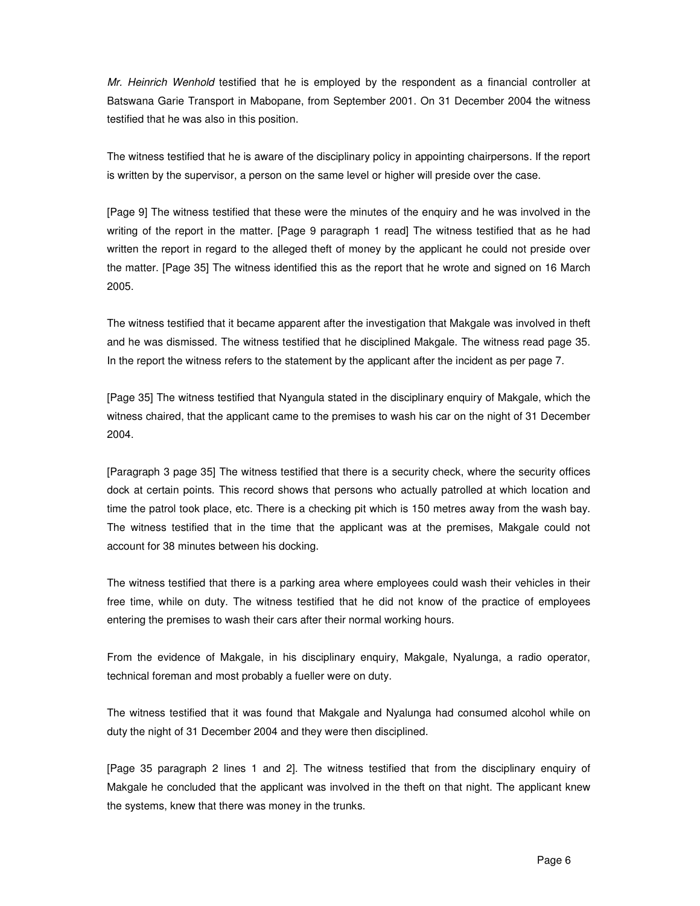*Mr. Heinrich Wenhold* testified that he is employed by the respondent as a financial controller at Batswana Garie Transport in Mabopane, from September 2001. On 31 December 2004 the witness testified that he was also in this position.

The witness testified that he is aware of the disciplinary policy in appointing chairpersons. If the report is written by the supervisor, a person on the same level or higher will preside over the case.

[Page 9] The witness testified that these were the minutes of the enquiry and he was involved in the writing of the report in the matter. [Page 9 paragraph 1 read] The witness testified that as he had written the report in regard to the alleged theft of money by the applicant he could not preside over the matter. [Page 35] The witness identified this as the report that he wrote and signed on 16 March 2005.

The witness testified that it became apparent after the investigation that Makgale was involved in theft and he was dismissed. The witness testified that he disciplined Makgale. The witness read page 35. In the report the witness refers to the statement by the applicant after the incident as per page 7.

[Page 35] The witness testified that Nyangula stated in the disciplinary enquiry of Makgale, which the witness chaired, that the applicant came to the premises to wash his car on the night of 31 December 2004.

[Paragraph 3 page 35] The witness testified that there is a security check, where the security offices dock at certain points. This record shows that persons who actually patrolled at which location and time the patrol took place, etc. There is a checking pit which is 150 metres away from the wash bay. The witness testified that in the time that the applicant was at the premises, Makgale could not account for 38 minutes between his docking.

The witness testified that there is a parking area where employees could wash their vehicles in their free time, while on duty. The witness testified that he did not know of the practice of employees entering the premises to wash their cars after their normal working hours.

From the evidence of Makgale, in his disciplinary enquiry, Makgale, Nyalunga, a radio operator, technical foreman and most probably a fueller were on duty.

The witness testified that it was found that Makgale and Nyalunga had consumed alcohol while on duty the night of 31 December 2004 and they were then disciplined.

[Page 35 paragraph 2 lines 1 and 2]. The witness testified that from the disciplinary enquiry of Makgale he concluded that the applicant was involved in the theft on that night. The applicant knew the systems, knew that there was money in the trunks.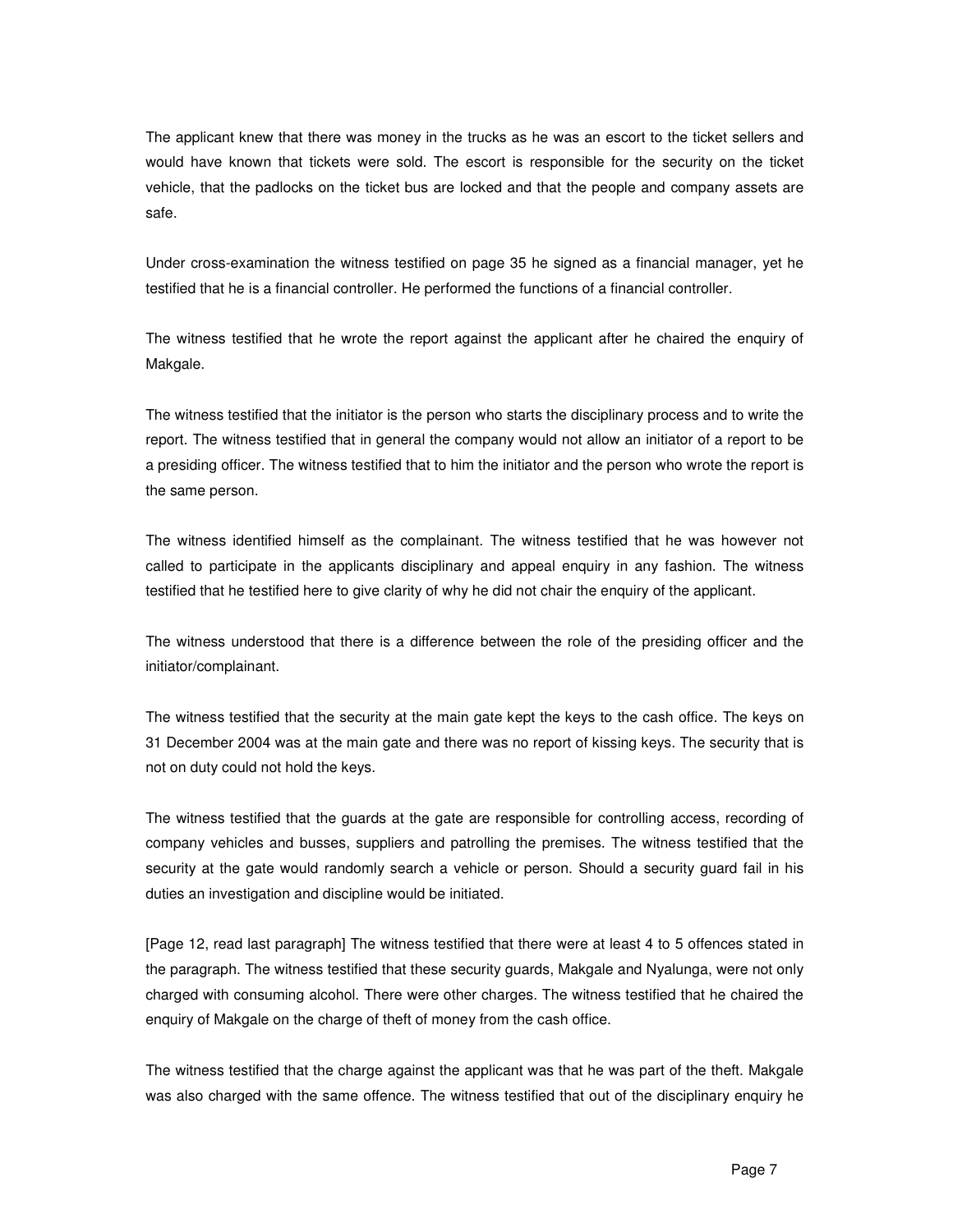The applicant knew that there was money in the trucks as he was an escort to the ticket sellers and would have known that tickets were sold. The escort is responsible for the security on the ticket vehicle, that the padlocks on the ticket bus are locked and that the people and company assets are safe.

Under cross-examination the witness testified on page 35 he signed as a financial manager, yet he testified that he is a financial controller. He performed the functions of a financial controller.

The witness testified that he wrote the report against the applicant after he chaired the enquiry of Makgale.

The witness testified that the initiator is the person who starts the disciplinary process and to write the report. The witness testified that in general the company would not allow an initiator of a report to be a presiding officer. The witness testified that to him the initiator and the person who wrote the report is the same person.

The witness identified himself as the complainant. The witness testified that he was however not called to participate in the applicants disciplinary and appeal enquiry in any fashion. The witness testified that he testified here to give clarity of why he did not chair the enquiry of the applicant.

The witness understood that there is a difference between the role of the presiding officer and the initiator/complainant.

The witness testified that the security at the main gate kept the keys to the cash office. The keys on 31 December 2004 was at the main gate and there was no report of kissing keys. The security that is not on duty could not hold the keys.

The witness testified that the guards at the gate are responsible for controlling access, recording of company vehicles and busses, suppliers and patrolling the premises. The witness testified that the security at the gate would randomly search a vehicle or person. Should a security guard fail in his duties an investigation and discipline would be initiated.

[Page 12, read last paragraph] The witness testified that there were at least 4 to 5 offences stated in the paragraph. The witness testified that these security guards, Makgale and Nyalunga, were not only charged with consuming alcohol. There were other charges. The witness testified that he chaired the enquiry of Makgale on the charge of theft of money from the cash office.

The witness testified that the charge against the applicant was that he was part of the theft. Makgale was also charged with the same offence. The witness testified that out of the disciplinary enquiry he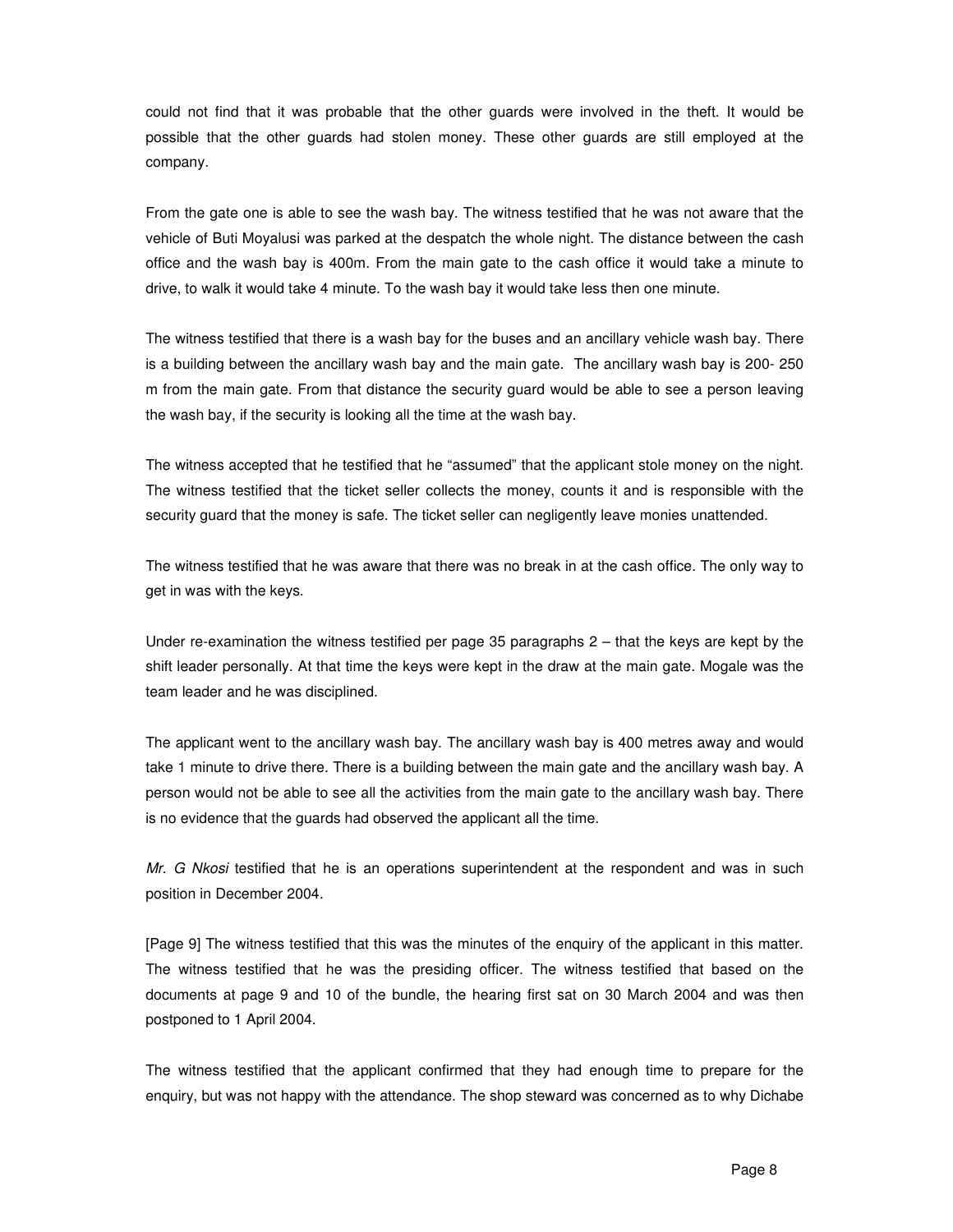could not find that it was probable that the other guards were involved in the theft. It would be possible that the other guards had stolen money. These other guards are still employed at the company.

From the gate one is able to see the wash bay. The witness testified that he was not aware that the vehicle of Buti Moyalusi was parked at the despatch the whole night. The distance between the cash office and the wash bay is 400m. From the main gate to the cash office it would take a minute to drive, to walk it would take 4 minute. To the wash bay it would take less then one minute.

The witness testified that there is a wash bay for the buses and an ancillary vehicle wash bay. There is a building between the ancillary wash bay and the main gate. The ancillary wash bay is 200- 250 m from the main gate. From that distance the security guard would be able to see a person leaving the wash bay, if the security is looking all the time at the wash bay.

The witness accepted that he testified that he "assumed" that the applicant stole money on the night. The witness testified that the ticket seller collects the money, counts it and is responsible with the security guard that the money is safe. The ticket seller can negligently leave monies unattended.

The witness testified that he was aware that there was no break in at the cash office. The only way to get in was with the keys.

Under re-examination the witness testified per page 35 paragraphs 2 – that the keys are kept by the shift leader personally. At that time the keys were kept in the draw at the main gate. Mogale was the team leader and he was disciplined.

The applicant went to the ancillary wash bay. The ancillary wash bay is 400 metres away and would take 1 minute to drive there. There is a building between the main gate and the ancillary wash bay. A person would not be able to see all the activities from the main gate to the ancillary wash bay. There is no evidence that the guards had observed the applicant all the time.

*Mr. G Nkosi* testified that he is an operations superintendent at the respondent and was in such position in December 2004.

[Page 9] The witness testified that this was the minutes of the enquiry of the applicant in this matter. The witness testified that he was the presiding officer. The witness testified that based on the documents at page 9 and 10 of the bundle, the hearing first sat on 30 March 2004 and was then postponed to 1 April 2004.

The witness testified that the applicant confirmed that they had enough time to prepare for the enquiry, but was not happy with the attendance. The shop steward was concerned as to why Dichabe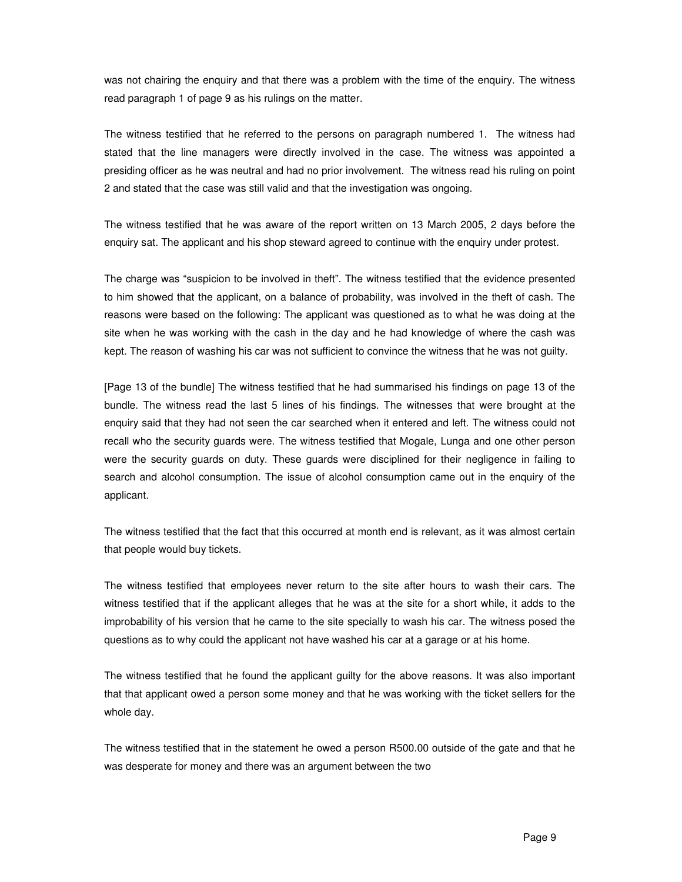was not chairing the enquiry and that there was a problem with the time of the enquiry. The witness read paragraph 1 of page 9 as his rulings on the matter.

The witness testified that he referred to the persons on paragraph numbered 1. The witness had stated that the line managers were directly involved in the case. The witness was appointed a presiding officer as he was neutral and had no prior involvement. The witness read his ruling on point 2 and stated that the case was still valid and that the investigation was ongoing.

The witness testified that he was aware of the report written on 13 March 2005, 2 days before the enquiry sat. The applicant and his shop steward agreed to continue with the enquiry under protest.

The charge was "suspicion to be involved in theft". The witness testified that the evidence presented to him showed that the applicant, on a balance of probability, was involved in the theft of cash. The reasons were based on the following: The applicant was questioned as to what he was doing at the site when he was working with the cash in the day and he had knowledge of where the cash was kept. The reason of washing his car was not sufficient to convince the witness that he was not guilty.

[Page 13 of the bundle] The witness testified that he had summarised his findings on page 13 of the bundle. The witness read the last 5 lines of his findings. The witnesses that were brought at the enquiry said that they had not seen the car searched when it entered and left. The witness could not recall who the security guards were. The witness testified that Mogale, Lunga and one other person were the security guards on duty. These guards were disciplined for their negligence in failing to search and alcohol consumption. The issue of alcohol consumption came out in the enquiry of the applicant.

The witness testified that the fact that this occurred at month end is relevant, as it was almost certain that people would buy tickets.

The witness testified that employees never return to the site after hours to wash their cars. The witness testified that if the applicant alleges that he was at the site for a short while, it adds to the improbability of his version that he came to the site specially to wash his car. The witness posed the questions as to why could the applicant not have washed his car at a garage or at his home.

The witness testified that he found the applicant guilty for the above reasons. It was also important that that applicant owed a person some money and that he was working with the ticket sellers for the whole day.

The witness testified that in the statement he owed a person R500.00 outside of the gate and that he was desperate for money and there was an argument between the two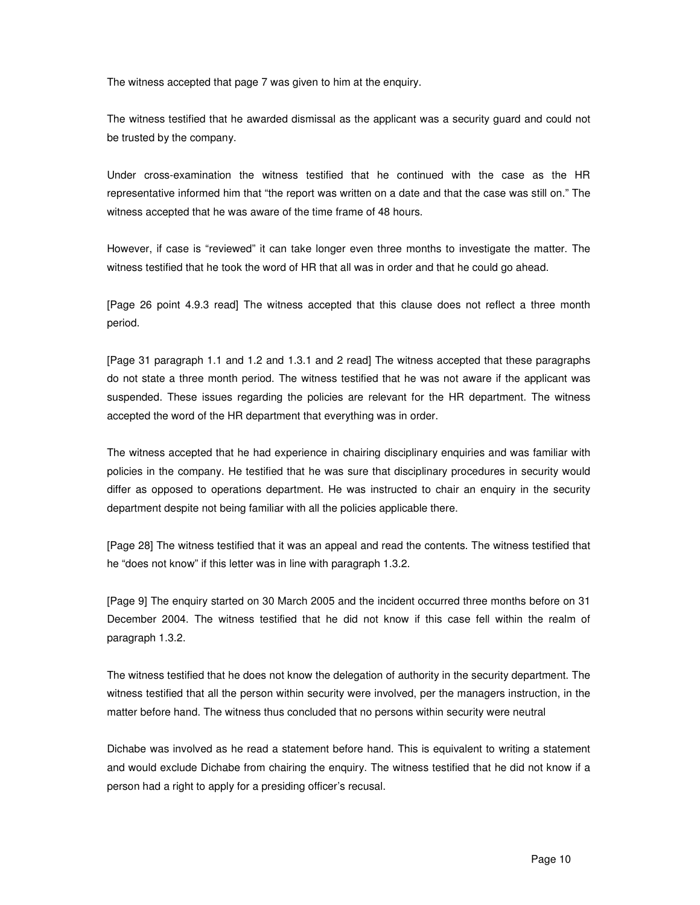The witness accepted that page 7 was given to him at the enquiry.

The witness testified that he awarded dismissal as the applicant was a security guard and could not be trusted by the company.

Under cross-examination the witness testified that he continued with the case as the HR representative informed him that "the report was written on a date and that the case was still on." The witness accepted that he was aware of the time frame of 48 hours.

However, if case is "reviewed" it can take longer even three months to investigate the matter. The witness testified that he took the word of HR that all was in order and that he could go ahead.

[Page 26 point 4.9.3 read] The witness accepted that this clause does not reflect a three month period.

[Page 31 paragraph 1.1 and 1.2 and 1.3.1 and 2 read] The witness accepted that these paragraphs do not state a three month period. The witness testified that he was not aware if the applicant was suspended. These issues regarding the policies are relevant for the HR department. The witness accepted the word of the HR department that everything was in order.

The witness accepted that he had experience in chairing disciplinary enquiries and was familiar with policies in the company. He testified that he was sure that disciplinary procedures in security would differ as opposed to operations department. He was instructed to chair an enquiry in the security department despite not being familiar with all the policies applicable there.

[Page 28] The witness testified that it was an appeal and read the contents. The witness testified that he "does not know" if this letter was in line with paragraph 1.3.2.

[Page 9] The enquiry started on 30 March 2005 and the incident occurred three months before on 31 December 2004. The witness testified that he did not know if this case fell within the realm of paragraph 1.3.2.

The witness testified that he does not know the delegation of authority in the security department. The witness testified that all the person within security were involved, per the managers instruction, in the matter before hand. The witness thus concluded that no persons within security were neutral

Dichabe was involved as he read a statement before hand. This is equivalent to writing a statement and would exclude Dichabe from chairing the enquiry. The witness testified that he did not know if a person had a right to apply for a presiding officer's recusal.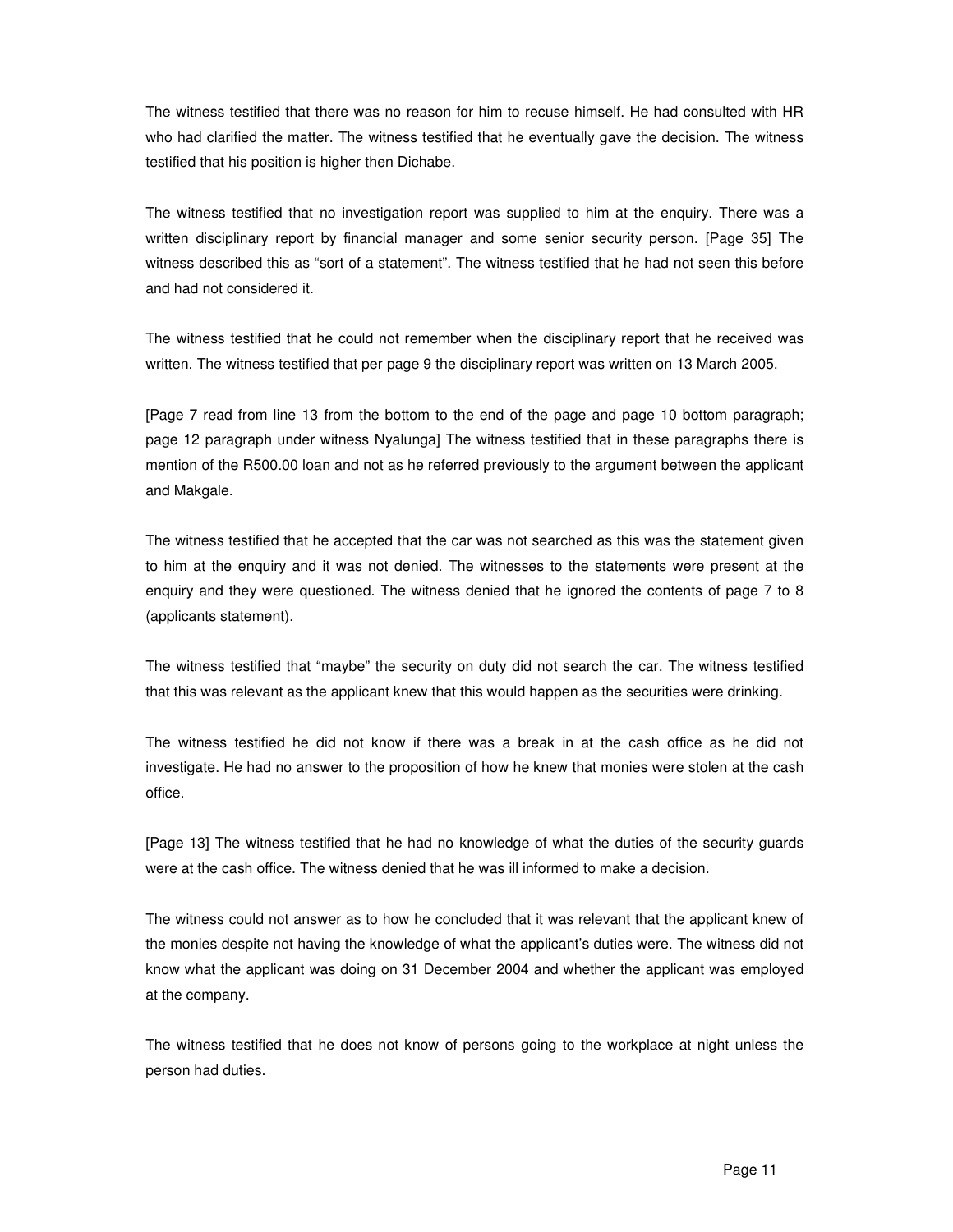The witness testified that there was no reason for him to recuse himself. He had consulted with HR who had clarified the matter. The witness testified that he eventually gave the decision. The witness testified that his position is higher then Dichabe.

The witness testified that no investigation report was supplied to him at the enquiry. There was a written disciplinary report by financial manager and some senior security person. [Page 35] The witness described this as "sort of a statement". The witness testified that he had not seen this before and had not considered it.

The witness testified that he could not remember when the disciplinary report that he received was written. The witness testified that per page 9 the disciplinary report was written on 13 March 2005.

[Page 7 read from line 13 from the bottom to the end of the page and page 10 bottom paragraph; page 12 paragraph under witness Nyalunga] The witness testified that in these paragraphs there is mention of the R500.00 loan and not as he referred previously to the argument between the applicant and Makgale.

The witness testified that he accepted that the car was not searched as this was the statement given to him at the enquiry and it was not denied. The witnesses to the statements were present at the enquiry and they were questioned. The witness denied that he ignored the contents of page 7 to 8 (applicants statement).

The witness testified that "maybe" the security on duty did not search the car. The witness testified that this was relevant as the applicant knew that this would happen as the securities were drinking.

The witness testified he did not know if there was a break in at the cash office as he did not investigate. He had no answer to the proposition of how he knew that monies were stolen at the cash office.

[Page 13] The witness testified that he had no knowledge of what the duties of the security guards were at the cash office. The witness denied that he was ill informed to make a decision.

The witness could not answer as to how he concluded that it was relevant that the applicant knew of the monies despite not having the knowledge of what the applicant's duties were. The witness did not know what the applicant was doing on 31 December 2004 and whether the applicant was employed at the company.

The witness testified that he does not know of persons going to the workplace at night unless the person had duties.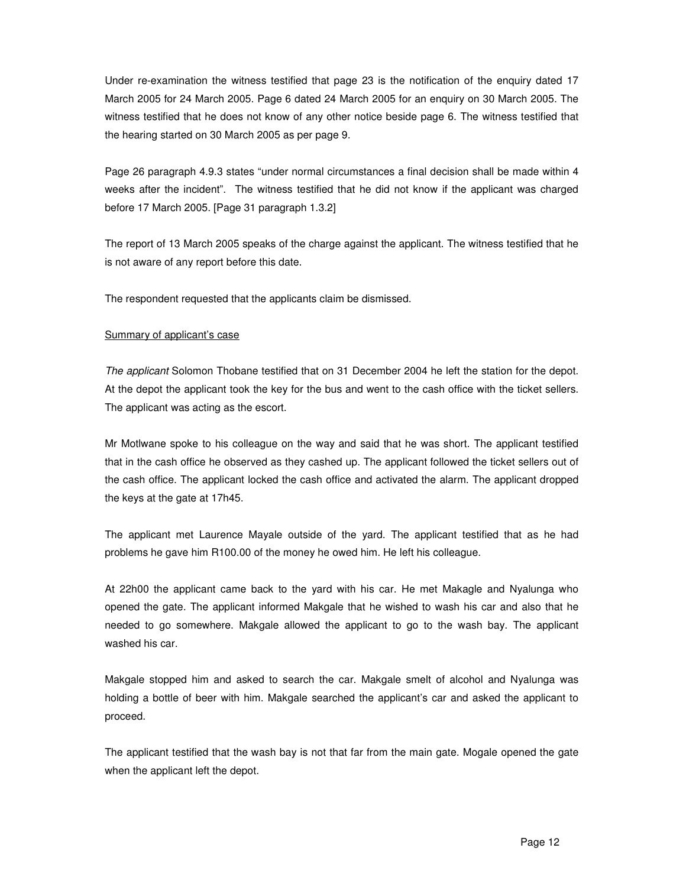Under re-examination the witness testified that page 23 is the notification of the enquiry dated 17 March 2005 for 24 March 2005. Page 6 dated 24 March 2005 for an enquiry on 30 March 2005. The witness testified that he does not know of any other notice beside page 6. The witness testified that the hearing started on 30 March 2005 as per page 9.

Page 26 paragraph 4.9.3 states "under normal circumstances a final decision shall be made within 4 weeks after the incident". The witness testified that he did not know if the applicant was charged before 17 March 2005. [Page 31 paragraph 1.3.2]

The report of 13 March 2005 speaks of the charge against the applicant. The witness testified that he is not aware of any report before this date.

The respondent requested that the applicants claim be dismissed.

Summary of applicant's case

*The applicant* Solomon Thobane testified that on 31 December 2004 he left the station for the depot. At the depot the applicant took the key for the bus and went to the cash office with the ticket sellers. The applicant was acting as the escort.

Mr Motlwane spoke to his colleague on the way and said that he was short. The applicant testified that in the cash office he observed as they cashed up. The applicant followed the ticket sellers out of the cash office. The applicant locked the cash office and activated the alarm. The applicant dropped the keys at the gate at 17h45.

The applicant met Laurence Mayale outside of the yard. The applicant testified that as he had problems he gave him R100.00 of the money he owed him. He left his colleague.

At 22h00 the applicant came back to the yard with his car. He met Makagle and Nyalunga who opened the gate. The applicant informed Makgale that he wished to wash his car and also that he needed to go somewhere. Makgale allowed the applicant to go to the wash bay. The applicant washed his car.

Makgale stopped him and asked to search the car. Makgale smelt of alcohol and Nyalunga was holding a bottle of beer with him. Makgale searched the applicant's car and asked the applicant to proceed.

The applicant testified that the wash bay is not that far from the main gate. Mogale opened the gate when the applicant left the depot.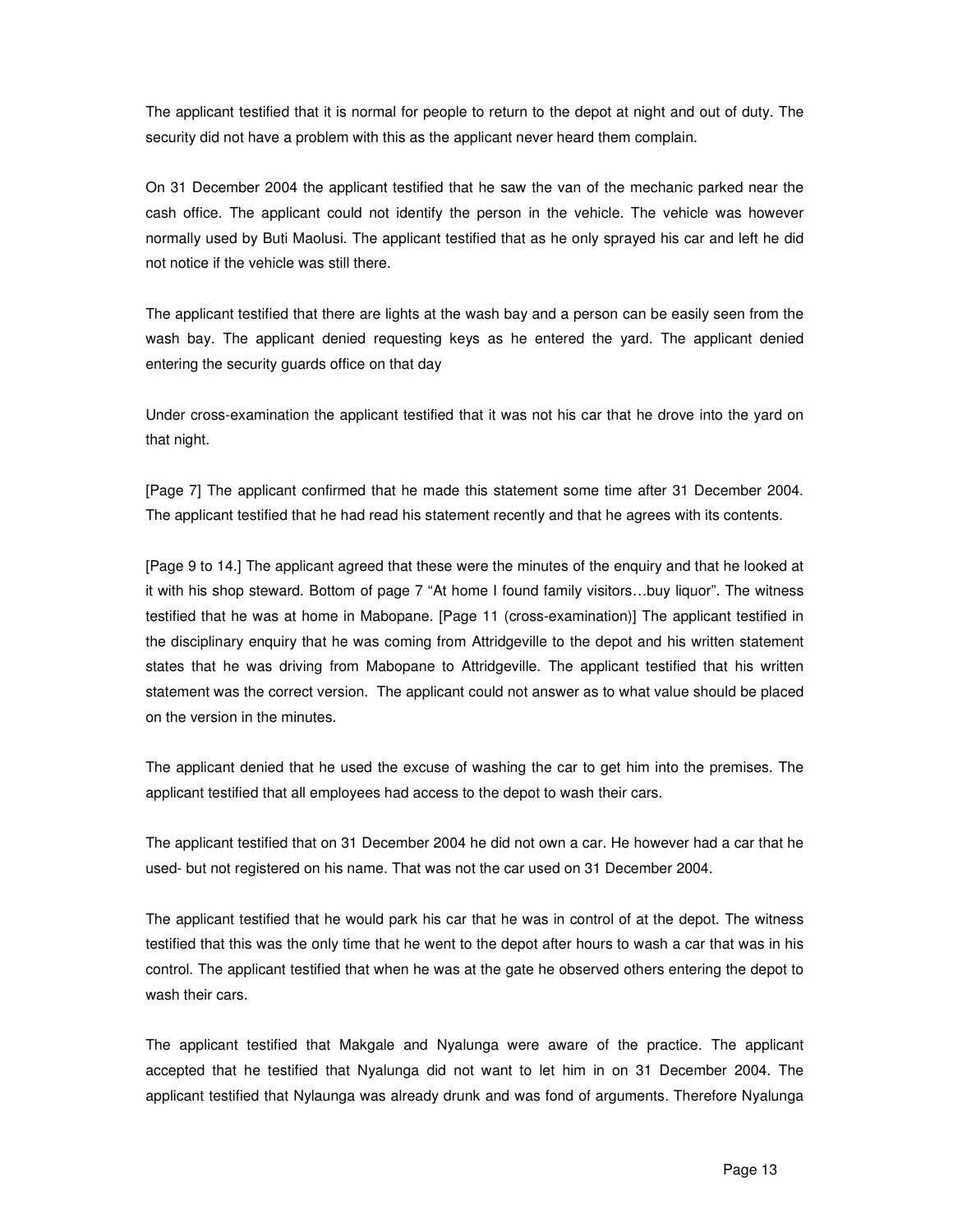The applicant testified that it is normal for people to return to the depot at night and out of duty. The security did not have a problem with this as the applicant never heard them complain.

On 31 December 2004 the applicant testified that he saw the van of the mechanic parked near the cash office. The applicant could not identify the person in the vehicle. The vehicle was however normally used by Buti Maolusi. The applicant testified that as he only sprayed his car and left he did not notice if the vehicle was still there.

The applicant testified that there are lights at the wash bay and a person can be easily seen from the wash bay. The applicant denied requesting keys as he entered the yard. The applicant denied entering the security guards office on that day

Under cross-examination the applicant testified that it was not his car that he drove into the yard on that night.

[Page 7] The applicant confirmed that he made this statement some time after 31 December 2004. The applicant testified that he had read his statement recently and that he agrees with its contents.

[Page 9 to 14.] The applicant agreed that these were the minutes of the enquiry and that he looked at it with his shop steward. Bottom of page 7 "At home I found family visitors…buy liquor". The witness testified that he was at home in Mabopane. [Page 11 (cross-examination)] The applicant testified in the disciplinary enquiry that he was coming from Attridgeville to the depot and his written statement states that he was driving from Mabopane to Attridgeville. The applicant testified that his written statement was the correct version. The applicant could not answer as to what value should be placed on the version in the minutes.

The applicant denied that he used the excuse of washing the car to get him into the premises. The applicant testified that all employees had access to the depot to wash their cars.

The applicant testified that on 31 December 2004 he did not own a car. He however had a car that he used- but not registered on his name. That was not the car used on 31 December 2004.

The applicant testified that he would park his car that he was in control of at the depot. The witness testified that this was the only time that he went to the depot after hours to wash a car that was in his control. The applicant testified that when he was at the gate he observed others entering the depot to wash their cars.

The applicant testified that Makgale and Nyalunga were aware of the practice. The applicant accepted that he testified that Nyalunga did not want to let him in on 31 December 2004. The applicant testified that Nylaunga was already drunk and was fond of arguments. Therefore Nyalunga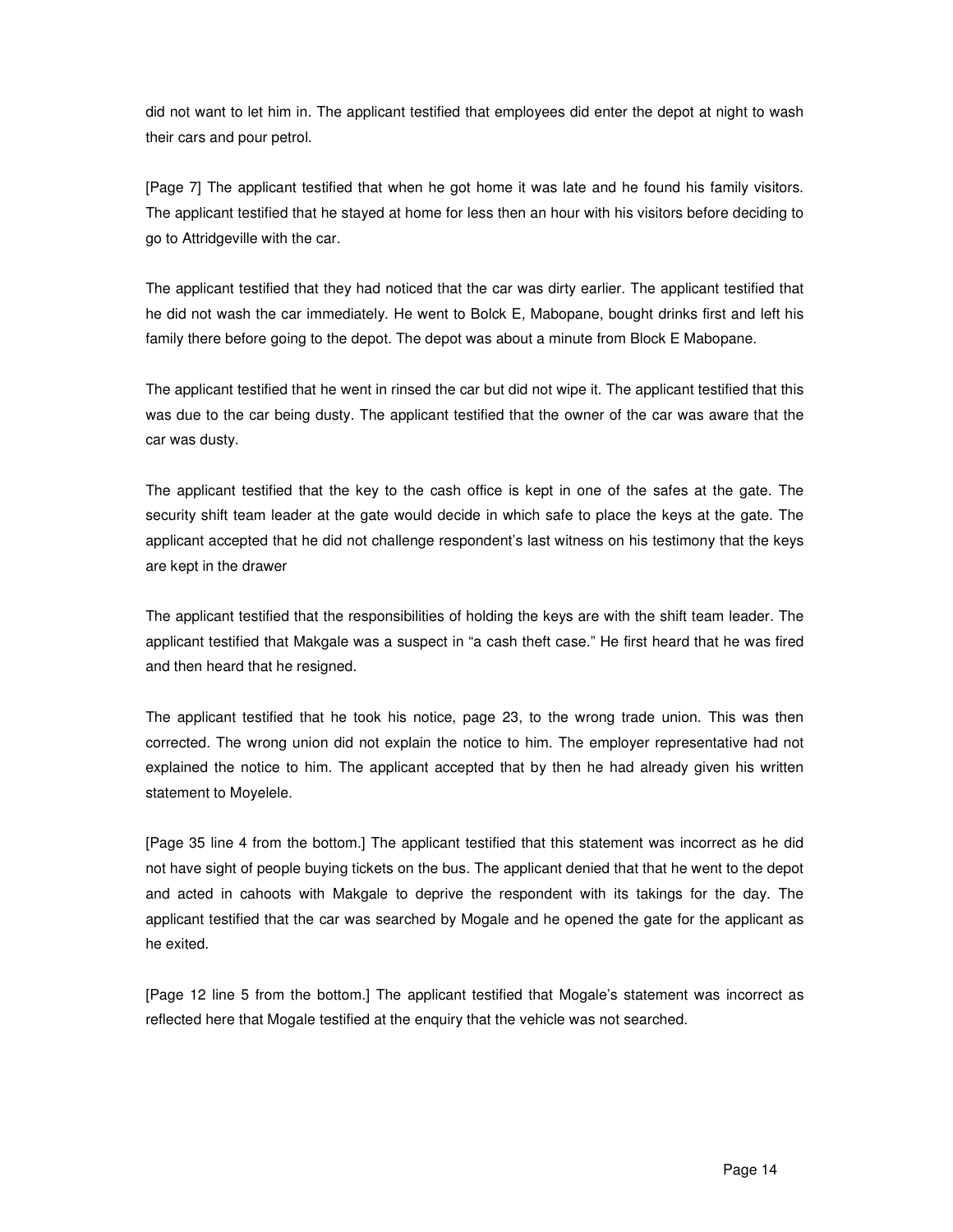did not want to let him in. The applicant testified that employees did enter the depot at night to wash their cars and pour petrol.

[Page 7] The applicant testified that when he got home it was late and he found his family visitors. The applicant testified that he stayed at home for less then an hour with his visitors before deciding to go to Attridgeville with the car.

The applicant testified that they had noticed that the car was dirty earlier. The applicant testified that he did not wash the car immediately. He went to Bolck E, Mabopane, bought drinks first and left his family there before going to the depot. The depot was about a minute from Block E Mabopane.

The applicant testified that he went in rinsed the car but did not wipe it. The applicant testified that this was due to the car being dusty. The applicant testified that the owner of the car was aware that the car was dusty.

The applicant testified that the key to the cash office is kept in one of the safes at the gate. The security shift team leader at the gate would decide in which safe to place the keys at the gate. The applicant accepted that he did not challenge respondent's last witness on his testimony that the keys are kept in the drawer

The applicant testified that the responsibilities of holding the keys are with the shift team leader. The applicant testified that Makgale was a suspect in "a cash theft case." He first heard that he was fired and then heard that he resigned.

The applicant testified that he took his notice, page 23, to the wrong trade union. This was then corrected. The wrong union did not explain the notice to him. The employer representative had not explained the notice to him. The applicant accepted that by then he had already given his written statement to Moyelele.

[Page 35 line 4 from the bottom.] The applicant testified that this statement was incorrect as he did not have sight of people buying tickets on the bus. The applicant denied that that he went to the depot and acted in cahoots with Makgale to deprive the respondent with its takings for the day. The applicant testified that the car was searched by Mogale and he opened the gate for the applicant as he exited.

[Page 12 line 5 from the bottom.] The applicant testified that Mogale's statement was incorrect as reflected here that Mogale testified at the enquiry that the vehicle was not searched.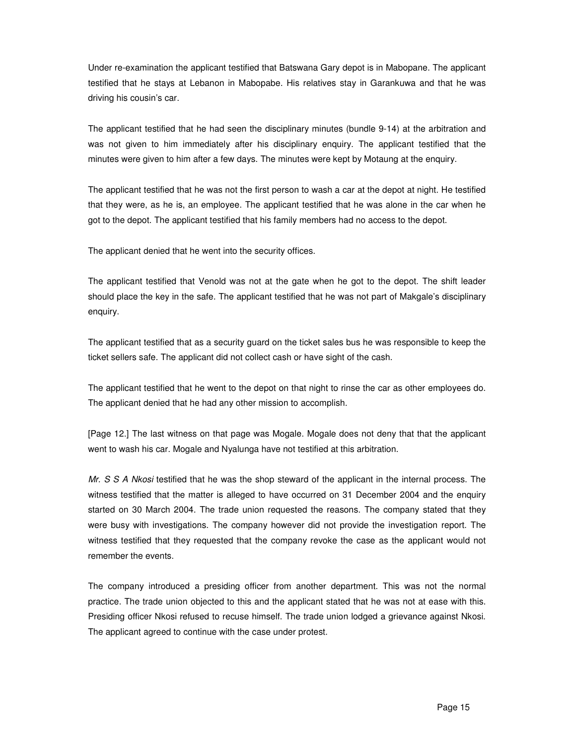Under re-examination the applicant testified that Batswana Gary depot is in Mabopane. The applicant testified that he stays at Lebanon in Mabopabe. His relatives stay in Garankuwa and that he was driving his cousin's car.

The applicant testified that he had seen the disciplinary minutes (bundle 9-14) at the arbitration and was not given to him immediately after his disciplinary enquiry. The applicant testified that the minutes were given to him after a few days. The minutes were kept by Motaung at the enquiry.

The applicant testified that he was not the first person to wash a car at the depot at night. He testified that they were, as he is, an employee. The applicant testified that he was alone in the car when he got to the depot. The applicant testified that his family members had no access to the depot.

The applicant denied that he went into the security offices.

The applicant testified that Venold was not at the gate when he got to the depot. The shift leader should place the key in the safe. The applicant testified that he was not part of Makgale's disciplinary enquiry.

The applicant testified that as a security guard on the ticket sales bus he was responsible to keep the ticket sellers safe. The applicant did not collect cash or have sight of the cash.

The applicant testified that he went to the depot on that night to rinse the car as other employees do. The applicant denied that he had any other mission to accomplish.

[Page 12.] The last witness on that page was Mogale. Mogale does not deny that that the applicant went to wash his car. Mogale and Nyalunga have not testified at this arbitration.

*Mr. S S A Nkosi* testified that he was the shop steward of the applicant in the internal process. The witness testified that the matter is alleged to have occurred on 31 December 2004 and the enquiry started on 30 March 2004. The trade union requested the reasons. The company stated that they were busy with investigations. The company however did not provide the investigation report. The witness testified that they requested that the company revoke the case as the applicant would not remember the events.

The company introduced a presiding officer from another department. This was not the normal practice. The trade union objected to this and the applicant stated that he was not at ease with this. Presiding officer Nkosi refused to recuse himself. The trade union lodged a grievance against Nkosi. The applicant agreed to continue with the case under protest.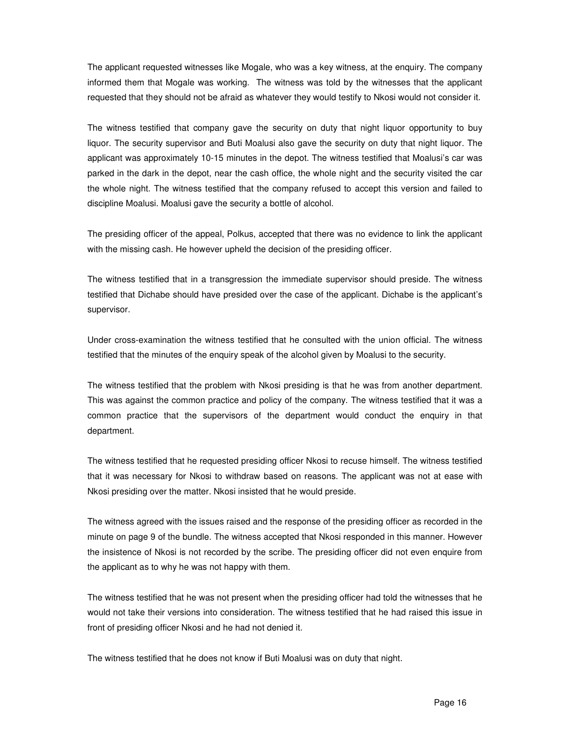The applicant requested witnesses like Mogale, who was a key witness, at the enquiry. The company informed them that Mogale was working.  The witness was told by the witnesses that the applicant requested that they should not be afraid as whatever they would testify to Nkosi would not consider it.

The witness testified that company gave the security on duty that night liquor opportunity to buy liquor. The security supervisor and Buti Moalusi also gave the security on duty that night liquor. The applicant was approximately 10-15 minutes in the depot. The witness testified that Moalusi's car was parked in the dark in the depot, near the cash office, the whole night and the security visited the car the whole night. The witness testified that the company refused to accept this version and failed to discipline Moalusi. Moalusi gave the security a bottle of alcohol.

The presiding officer of the appeal, Polkus, accepted that there was no evidence to link the applicant with the missing cash. He however upheld the decision of the presiding officer.

The witness testified that in a transgression the immediate supervisor should preside. The witness testified that Dichabe should have presided over the case of the applicant. Dichabe is the applicant's supervisor.

Under cross-examination the witness testified that he consulted with the union official. The witness testified that the minutes of the enquiry speak of the alcohol given by Moalusi to the security.

The witness testified that the problem with Nkosi presiding is that he was from another department. This was against the common practice and policy of the company. The witness testified that it was a common practice that the supervisors of the department would conduct the enquiry in that department.

The witness testified that he requested presiding officer Nkosi to recuse himself. The witness testified that it was necessary for Nkosi to withdraw based on reasons. The applicant was not at ease with Nkosi presiding over the matter. Nkosi insisted that he would preside.

The witness agreed with the issues raised and the response of the presiding officer as recorded in the minute on page 9 of the bundle. The witness accepted that Nkosi responded in this manner. However the insistence of Nkosi is not recorded by the scribe. The presiding officer did not even enquire from the applicant as to why he was not happy with them.

The witness testified that he was not present when the presiding officer had told the witnesses that he would not take their versions into consideration. The witness testified that he had raised this issue in front of presiding officer Nkosi and he had not denied it.

The witness testified that he does not know if Buti Moalusi was on duty that night.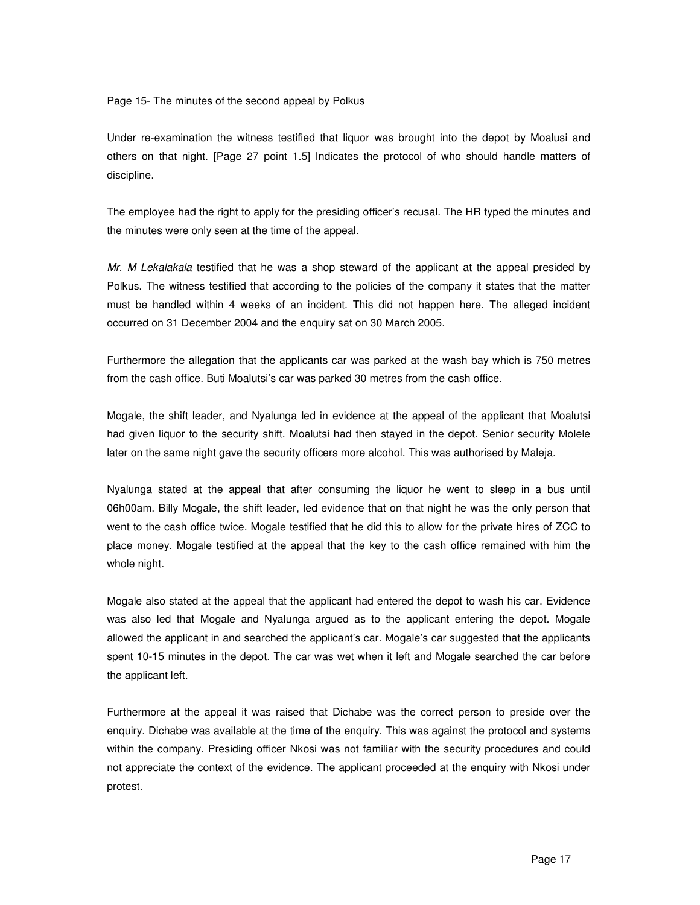Page 15- The minutes of the second appeal by Polkus

Under re-examination the witness testified that liquor was brought into the depot by Moalusi and others on that night. [Page 27 point 1.5] Indicates the protocol of who should handle matters of discipline.

The employee had the right to apply for the presiding officer's recusal. The HR typed the minutes and the minutes were only seen at the time of the appeal.

*Mr. M Lekalakala* testified that he was a shop steward of the applicant at the appeal presided by Polkus. The witness testified that according to the policies of the company it states that the matter must be handled within 4 weeks of an incident. This did not happen here. The alleged incident occurred on 31 December 2004 and the enquiry sat on 30 March 2005.

Furthermore the allegation that the applicants car was parked at the wash bay which is 750 metres from the cash office. Buti Moalutsi's car was parked 30 metres from the cash office.

Mogale, the shift leader, and Nyalunga led in evidence at the appeal of the applicant that Moalutsi had given liquor to the security shift. Moalutsi had then stayed in the depot. Senior security Molele later on the same night gave the security officers more alcohol. This was authorised by Maleja.

Nyalunga stated at the appeal that after consuming the liquor he went to sleep in a bus until 06h00am. Billy Mogale, the shift leader, led evidence that on that night he was the only person that went to the cash office twice. Mogale testified that he did this to allow for the private hires of ZCC to place money. Mogale testified at the appeal that the key to the cash office remained with him the whole night.

Mogale also stated at the appeal that the applicant had entered the depot to wash his car. Evidence was also led that Mogale and Nyalunga argued as to the applicant entering the depot. Mogale allowed the applicant in and searched the applicant's car. Mogale's car suggested that the applicants spent 10-15 minutes in the depot. The car was wet when it left and Mogale searched the car before the applicant left.

Furthermore at the appeal it was raised that Dichabe was the correct person to preside over the enquiry. Dichabe was available at the time of the enquiry. This was against the protocol and systems within the company. Presiding officer Nkosi was not familiar with the security procedures and could not appreciate the context of the evidence. The applicant proceeded at the enquiry with Nkosi under protest.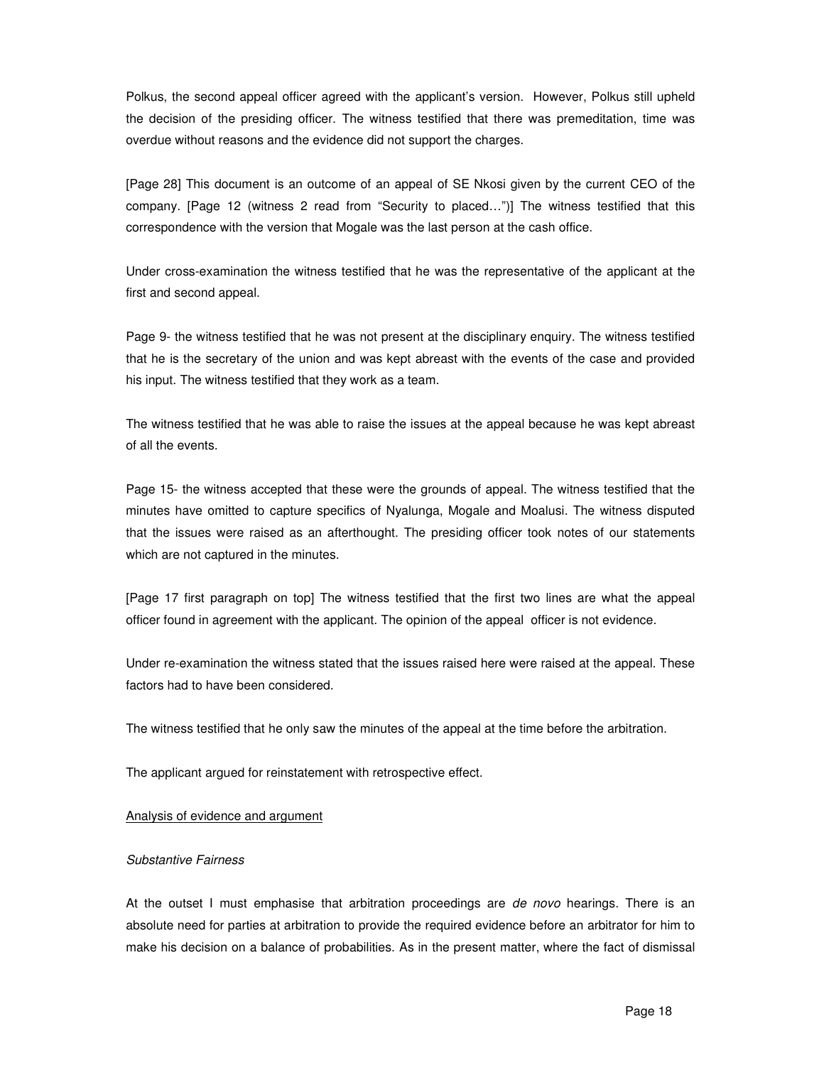Polkus, the second appeal officer agreed with the applicant's version. However, Polkus still upheld the decision of the presiding officer. The witness testified that there was premeditation, time was overdue without reasons and the evidence did not support the charges.

[Page 28] This document is an outcome of an appeal of SE Nkosi given by the current CEO of the company. [Page 12 (witness 2 read from "Security to placed…")] The witness testified that this correspondence with the version that Mogale was the last person at the cash office.

Under cross-examination the witness testified that he was the representative of the applicant at the first and second appeal.

Page 9- the witness testified that he was not present at the disciplinary enquiry. The witness testified that he is the secretary of the union and was kept abreast with the events of the case and provided his input. The witness testified that they work as a team.

The witness testified that he was able to raise the issues at the appeal because he was kept abreast of all the events.

Page 15- the witness accepted that these were the grounds of appeal. The witness testified that the minutes have omitted to capture specifics of Nyalunga, Mogale and Moalusi. The witness disputed that the issues were raised as an afterthought. The presiding officer took notes of our statements which are not captured in the minutes.

[Page 17 first paragraph on top] The witness testified that the first two lines are what the appeal officer found in agreement with the applicant. The opinion of the appeal officer is not evidence.

Under re-examination the witness stated that the issues raised here were raised at the appeal. These factors had to have been considered.

The witness testified that he only saw the minutes of the appeal at the time before the arbitration.

The applicant argued for reinstatement with retrospective effect.

Analysis of evidence and argument

*Substantive Fairness*

At the outset I must emphasise that arbitration proceedings are *de novo* hearings. There is an absolute need for parties at arbitration to provide the required evidence before an arbitrator for him to make his decision on a balance of probabilities. As in the present matter, where the fact of dismissal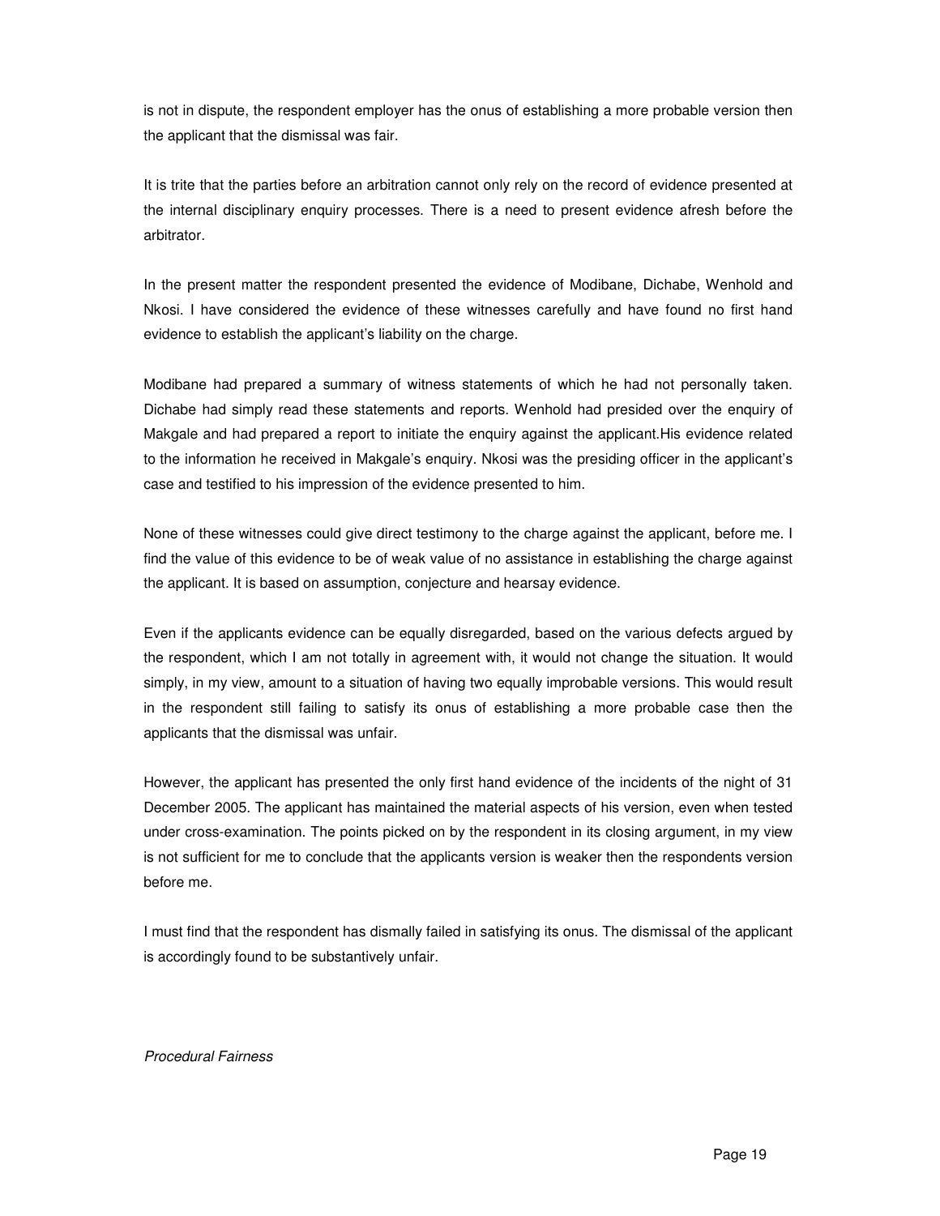is not in dispute, the respondent employer has the onus of establishing a more probable version then the applicant that the dismissal was fair.

It is trite that the parties before an arbitration cannot only rely on the record of evidence presented at the internal disciplinary enquiry processes. There is a need to present evidence afresh before the arbitrator.

In the present matter the respondent presented the evidence of Modibane, Dichabe, Wenhold and Nkosi. I have considered the evidence of these witnesses carefully and have found no first hand evidence to establish the applicant's liability on the charge.

Modibane had prepared a summary of witness statements of which he had not personally taken. Dichabe had simply read these statements and reports. Wenhold had presided over the enquiry of Makgale and had prepared a report to initiate the enquiry against the applicant.His evidence related to the information he received in Makgale's enquiry. Nkosi was the presiding officer in the applicant's case and testified to his impression of the evidence presented to him.

None of these witnesses could give direct testimony to the charge against the applicant, before me. I find the value of this evidence to be of weak value of no assistance in establishing the charge against the applicant. It is based on assumption, conjecture and hearsay evidence.

Even if the applicants evidence can be equally disregarded, based on the various defects argued by the respondent, which I am not totally in agreement with, it would not change the situation. It would simply, in my view, amount to a situation of having two equally improbable versions. This would result in the respondent still failing to satisfy its onus of establishing a more probable case then the applicants that the dismissal was unfair.

However, the applicant has presented the only first hand evidence of the incidents of the night of 31 December 2005. The applicant has maintained the material aspects of his version, even when tested under cross-examination. The points picked on by the respondent in its closing argument, in my view is not sufficient for me to conclude that the applicants version is weaker then the respondents version before me.

I must find that the respondent has dismally failed in satisfying its onus. The dismissal of the applicant is accordingly found to be substantively unfair.

*Procedural Fairness*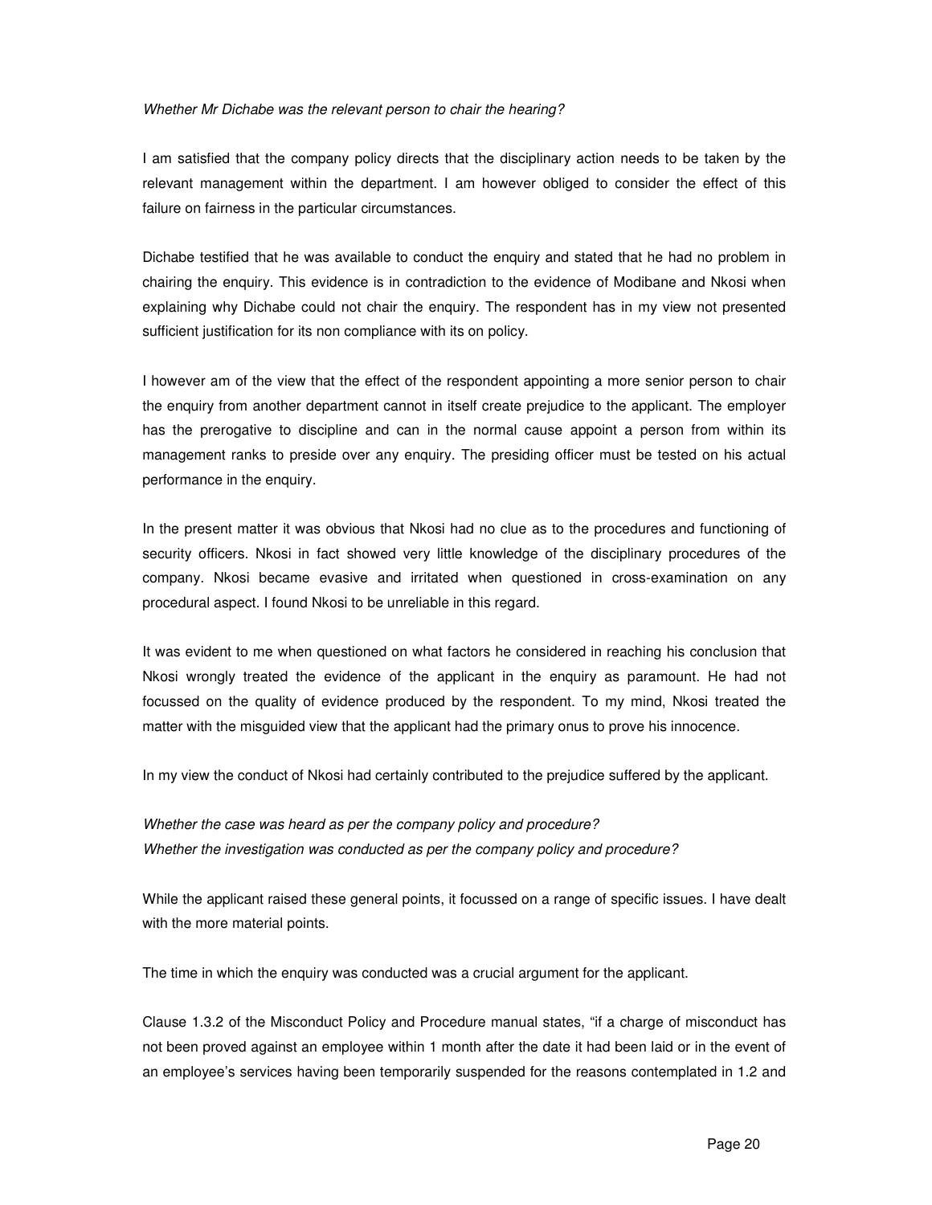*Whether Mr Dichabe was the relevant person to chair the hearing?*

I am satisfied that the company policy directs that the disciplinary action needs to be taken by the relevant management within the department. I am however obliged to consider the effect of this failure on fairness in the particular circumstances.

Dichabe testified that he was available to conduct the enquiry and stated that he had no problem in chairing the enquiry. This evidence is in contradiction to the evidence of Modibane and Nkosi when explaining why Dichabe could not chair the enquiry. The respondent has in my view not presented sufficient justification for its non compliance with its on policy.

I however am of the view that the effect of the respondent appointing a more senior person to chair the enquiry from another department cannot in itself create prejudice to the applicant. The employer has the prerogative to discipline and can in the normal cause appoint a person from within its management ranks to preside over any enquiry. The presiding officer must be tested on his actual performance in the enquiry.

In the present matter it was obvious that Nkosi had no clue as to the procedures and functioning of security officers. Nkosi in fact showed very little knowledge of the disciplinary procedures of the company. Nkosi became evasive and irritated when questioned in cross-examination on any procedural aspect. I found Nkosi to be unreliable in this regard.

It was evident to me when questioned on what factors he considered in reaching his conclusion that Nkosi wrongly treated the evidence of the applicant in the enquiry as paramount. He had not focussed on the quality of evidence produced by the respondent. To my mind, Nkosi treated the matter with the misguided view that the applicant had the primary onus to prove his innocence.

In my view the conduct of Nkosi had certainly contributed to the prejudice suffered by the applicant.

*Whether the case was heard as per the company policy and procedure?*
*Whether the investigation was conducted as per the company policy and procedure?*

While the applicant raised these general points, it focussed on a range of specific issues. I have dealt with the more material points.

The time in which the enquiry was conducted was a crucial argument for the applicant.

Clause 1.3.2 of the Misconduct Policy and Procedure manual states, "if a charge of misconduct has not been proved against an employee within 1 month after the date it had been laid or in the event of an employee's services having been temporarily suspended for the reasons contemplated in 1.2 and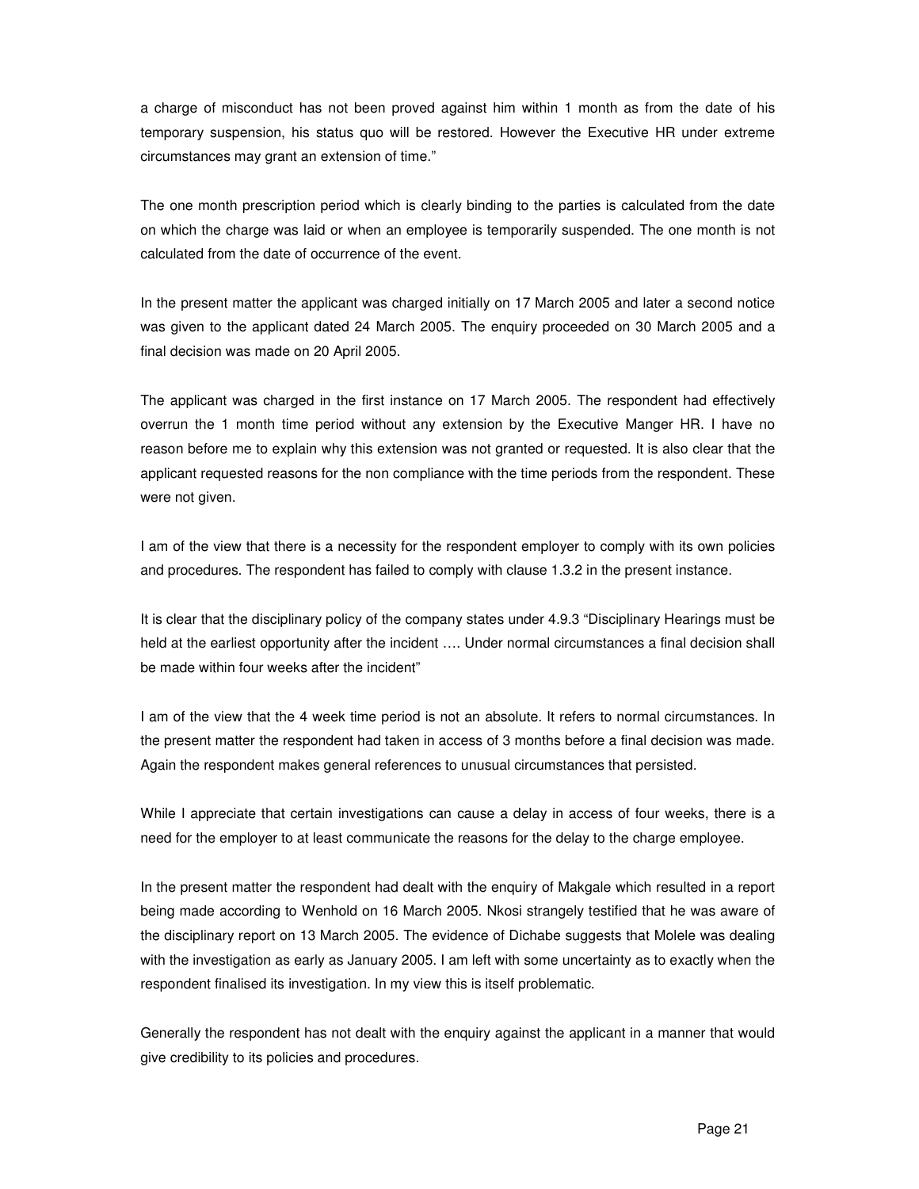a charge of misconduct has not been proved against him within 1 month as from the date of his temporary suspension, his status quo will be restored. However the Executive HR under extreme circumstances may grant an extension of time."

The one month prescription period which is clearly binding to the parties is calculated from the date on which the charge was laid or when an employee is temporarily suspended. The one month is not calculated from the date of occurrence of the event.

In the present matter the applicant was charged initially on 17 March 2005 and later a second notice was given to the applicant dated 24 March 2005. The enquiry proceeded on 30 March 2005 and a final decision was made on 20 April 2005.

The applicant was charged in the first instance on 17 March 2005. The respondent had effectively overrun the 1 month time period without any extension by the Executive Manger HR. I have no reason before me to explain why this extension was not granted or requested. It is also clear that the applicant requested reasons for the non compliance with the time periods from the respondent. These were not given.

I am of the view that there is a necessity for the respondent employer to comply with its own policies and procedures. The respondent has failed to comply with clause 1.3.2 in the present instance.

It is clear that the disciplinary policy of the company states under 4.9.3 "Disciplinary Hearings must be held at the earliest opportunity after the incident …. Under normal circumstances a final decision shall be made within four weeks after the incident"

I am of the view that the 4 week time period is not an absolute. It refers to normal circumstances. In the present matter the respondent had taken in access of 3 months before a final decision was made. Again the respondent makes general references to unusual circumstances that persisted.

While I appreciate that certain investigations can cause a delay in access of four weeks, there is a need for the employer to at least communicate the reasons for the delay to the charge employee.

In the present matter the respondent had dealt with the enquiry of Makgale which resulted in a report being made according to Wenhold on 16 March 2005. Nkosi strangely testified that he was aware of the disciplinary report on 13 March 2005. The evidence of Dichabe suggests that Molele was dealing with the investigation as early as January 2005. I am left with some uncertainty as to exactly when the respondent finalised its investigation. In my view this is itself problematic.

Generally the respondent has not dealt with the enquiry against the applicant in a manner that would give credibility to its policies and procedures.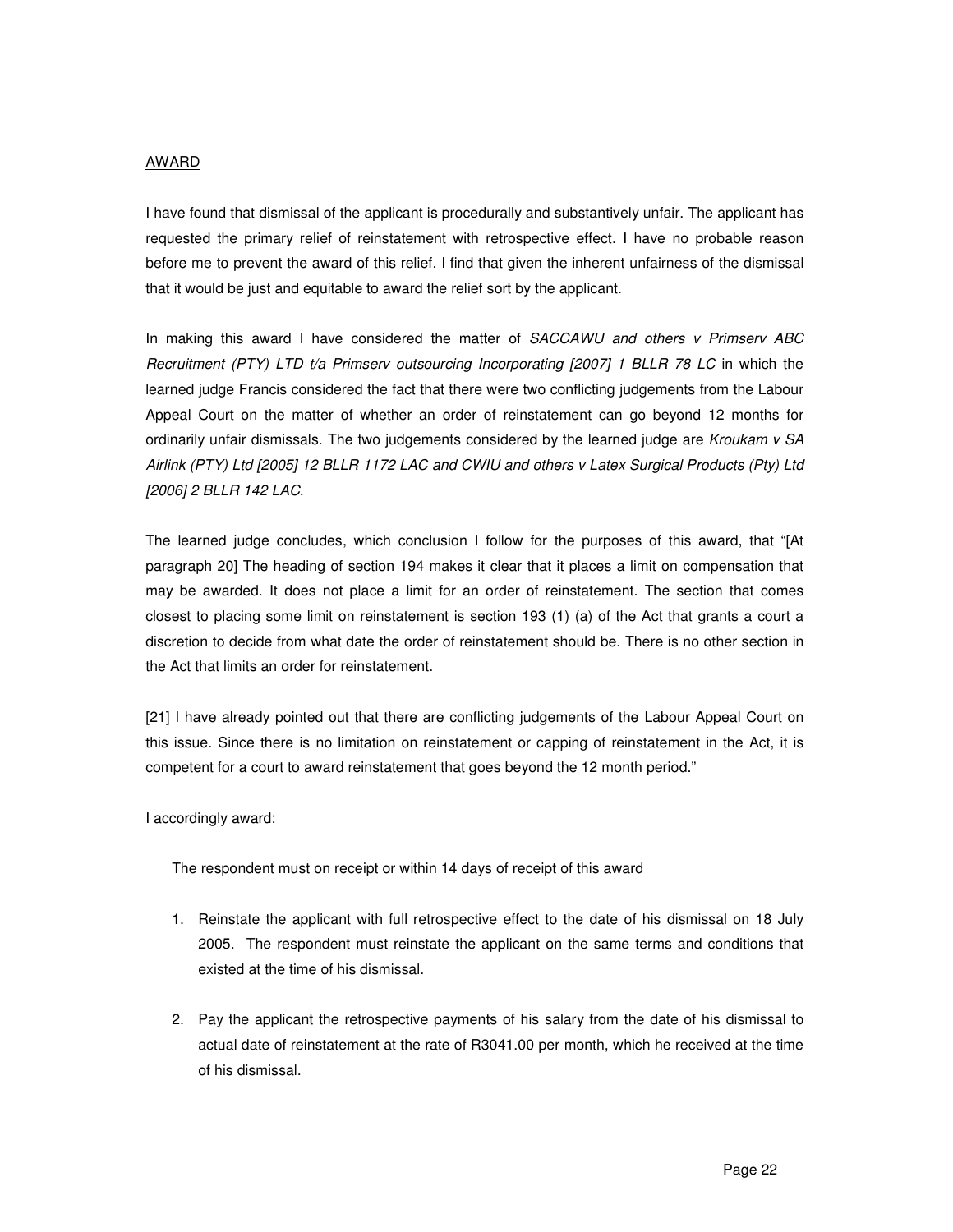<u>AWARD</u>

I have found that dismissal of the applicant is procedurally and substantively unfair. The applicant has requested the primary relief of reinstatement with retrospective effect. I have no probable reason before me to prevent the award of this relief. I find that given the inherent unfairness of the dismissal that it would be just and equitable to award the relief sort by the applicant.

In making this award I have considered the matter of *SACCAWU and others v Primserv ABC Recruitment (PTY) LTD t/a Primserv outsourcing Incorporating [2007] 1 BLLR 78 LC* in which the learned judge Francis considered the fact that there were two conflicting judgements from the Labour Appeal Court on the matter of whether an order of reinstatement can go beyond 12 months for ordinarily unfair dismissals. The two judgements considered by the learned judge are *Kroukam v SA Airlink (PTY) Ltd [2005] 12 BLLR 1172 LAC and CWIU and others v Latex Surgical Products (Pty) Ltd [2006] 2 BLLR 142 LAC.*

The learned judge concludes, which conclusion I follow for the purposes of this award, that "[At paragraph 20] The heading of section 194 makes it clear that it places a limit on compensation that may be awarded. It does not place a limit for an order of reinstatement. The section that comes closest to placing some limit on reinstatement is section 193 (1) (a) of the Act that grants a court a discretion to decide from what date the order of reinstatement should be. There is no other section in the Act that limits an order for reinstatement.

[21] I have already pointed out that there are conflicting judgements of the Labour Appeal Court on this issue. Since there is no limitation on reinstatement or capping of reinstatement in the Act, it is competent for a court to award reinstatement that goes beyond the 12 month period."

I accordingly award:

The respondent must on receipt or within 14 days of receipt of this award

1. Reinstate the applicant with full retrospective effect to the date of his dismissal on 18 July 2005. The respondent must reinstate the applicant on the same terms and conditions that existed at the time of his dismissal.

2. Pay the applicant the retrospective payments of his salary from the date of his dismissal to actual date of reinstatement at the rate of R3041.00 per month, which he received at the time of his dismissal.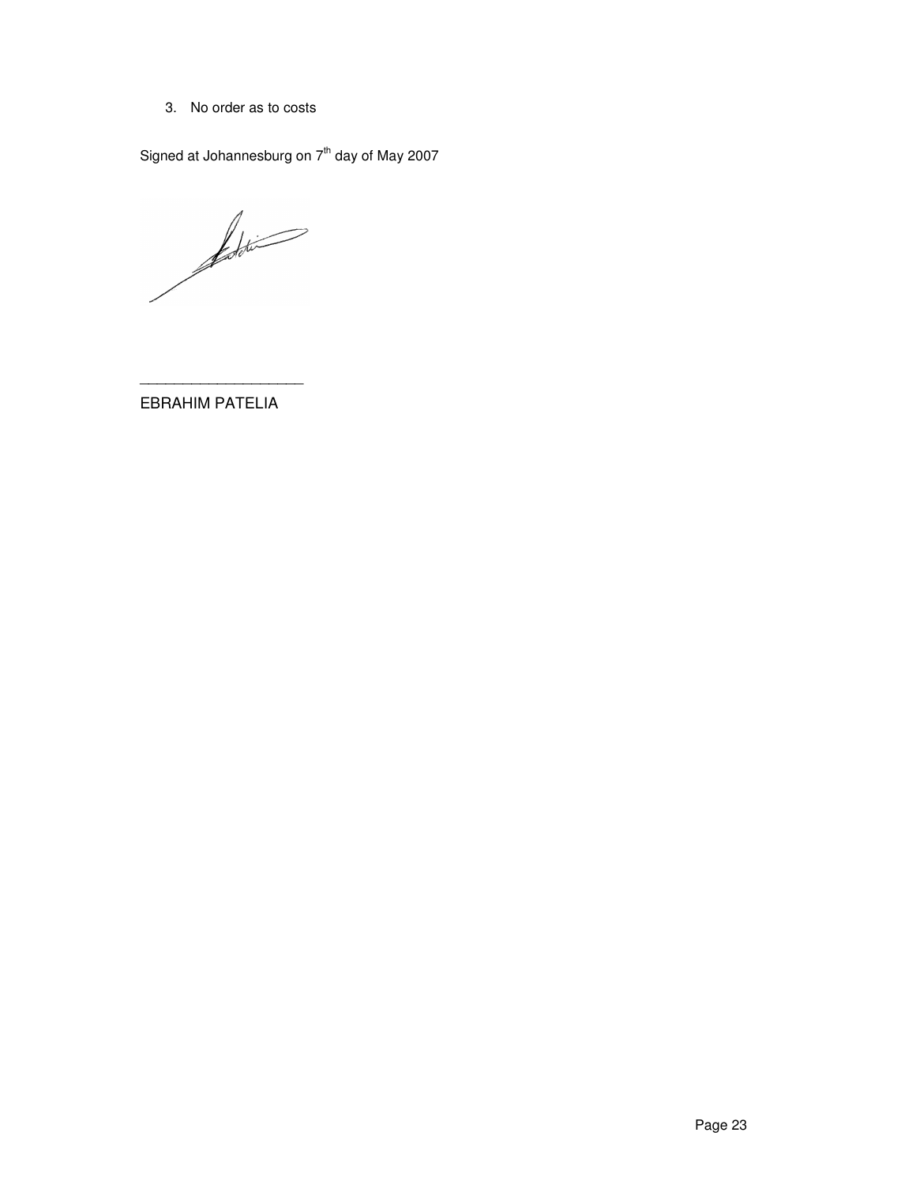3. No order as to costs

Signed at Johannesburg on 7th day of May 2007

\_\_\_\_\_\_\_\_\_\_\_\_\_\_\_\_\_\_\_\_

EBRAHIM PATELIA